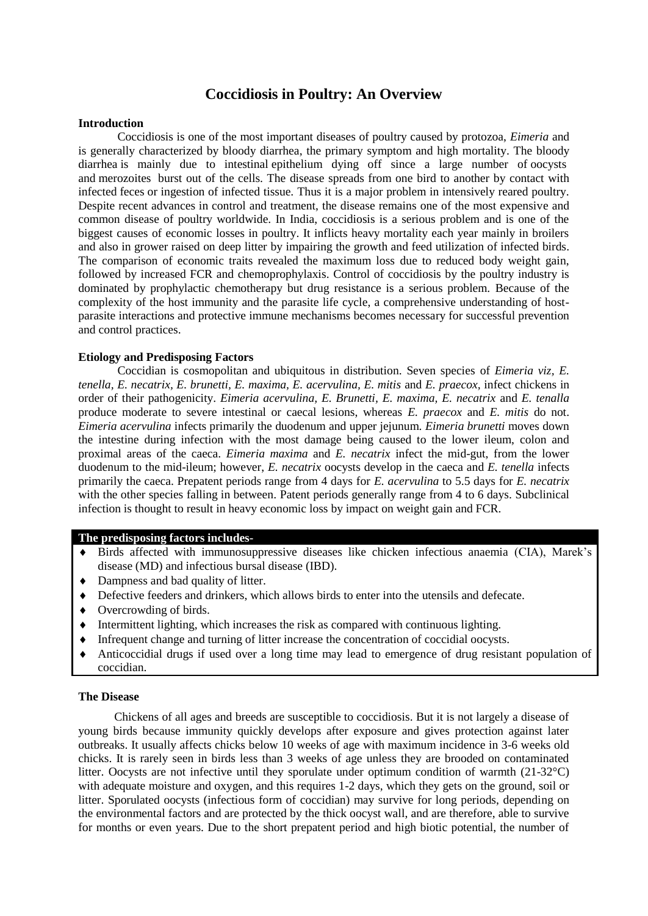# Coccidiosis in Poultry: An Overview

**Introduction**

Coccidiosis is one of the most important diseases of poultry caused by protozoa, *Eimeria* and is generally characterized by bloody diarrhea, the primary symptom and high mortality. The bloody diarrhea is mainly due to intestinal epithelium dying off since a large number of oocysts and merozoites burst out of the cells. The disease spreads from one bird to another by contact with infected feces or ingestion of infected tissue. Thus it is a major problem in intensively reared poultry. Despite recent advances in control and treatment, the disease remains one of the most expensive and common disease of poultry worldwide. In India, coccidiosis is a serious problem and is one of the biggest causes of economic losses in poultry. It inflicts heavy mortality each year mainly in broilers and also in grower raised on deep litter by impairing the growth and feed utilization of infected birds. The comparison of economic traits revealed the maximum loss due to reduced body weight gain, followed by increased FCR and chemoprophylaxis. Control of coccidiosis by the poultry industry is dominated by prophylactic chemotherapy but drug resistance is a serious problem. Because of the complexity of the host immunity and the parasite life cycle, a comprehensive understanding of host-parasite interactions and protective immune mechanisms becomes necessary for successful prevention and control practices.

**Etiology and Predisposing Factors**

Coccidian is cosmopolitan and ubiquitous in distribution. Seven species of *Eimeria viz, E. tenella, E. necatrix, E. brunetti, E. maxima, E. acervulina, E. mitis* and *E. praecox*, infect chickens in order of their pathogenicity. *Eimeria acervulina, E. Brunetti, E. maxima, E. necatrix* and *E. tenalla* produce moderate to severe intestinal or caecal lesions, whereas *E. praecox* and *E. mitis* do not. *Eimeria acervulina* infects primarily the duodenum and upper jejunum. *Eimeria brunetti* moves down the intestine during infection with the most damage being caused to the lower ileum, colon and proximal areas of the caeca. *Eimeria maxima* and *E. necatrix* infect the mid-gut, from the lower duodenum to the mid-ileum; however, *E. necatrix* oocysts develop in the caeca and *E. tenella* infects primarily the caeca. Prepatent periods range from 4 days for *E. acervulina* to 5.5 days for *E. necatrix* with the other species falling in between. Patent periods generally range from 4 to 6 days. Subclinical infection is thought to result in heavy economic loss by impact on weight gain and FCR.

**The predisposing factors includes-**

- Birds affected with immunosuppressive diseases like chicken infectious anaemia (CIA), Marek's disease (MD) and infectious bursal disease (IBD).
- Dampness and bad quality of litter.
- Defective feeders and drinkers, which allows birds to enter into the utensils and defecate.
- Overcrowding of birds.
- Intermittent lighting, which increases the risk as compared with continuous lighting.
- Infrequent change and turning of litter increase the concentration of coccidial oocysts.
- Anticoccidial drugs if used over a long time may lead to emergence of drug resistant population of coccidian.

**The Disease**

Chickens of all ages and breeds are susceptible to coccidiosis. But it is not largely a disease of young birds because immunity quickly develops after exposure and gives protection against later outbreaks. It usually affects chicks below 10 weeks of age with maximum incidence in 3-6 weeks old chicks. It is rarely seen in birds less than 3 weeks of age unless they are brooded on contaminated litter. Oocysts are not infective until they sporulate under optimum condition of warmth (21-32°C) with adequate moisture and oxygen, and this requires 1-2 days, which they gets on the ground, soil or litter. Sporulated oocysts (infectious form of coccidian) may survive for long periods, depending on the environmental factors and are protected by the thick oocyst wall, and are therefore, able to survive for months or even years. Due to the short prepatent period and high biotic potential, the number of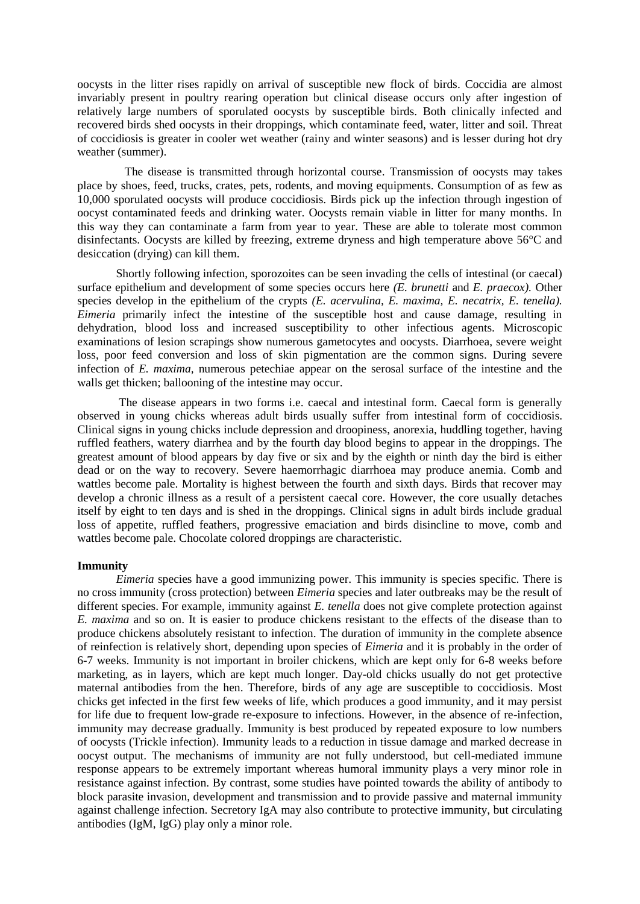oocysts in the litter rises rapidly on arrival of susceptible new flock of birds. Coccidia are almost invariably present in poultry rearing operation but clinical disease occurs only after ingestion of relatively large numbers of sporulated oocysts by susceptible birds. Both clinically infected and recovered birds shed oocysts in their droppings, which contaminate feed, water, litter and soil. Threat of coccidiosis is greater in cooler wet weather (rainy and winter seasons) and is lesser during hot dry weather (summer).

The disease is transmitted through horizontal course. Transmission of oocysts may takes place by shoes, feed, trucks, crates, pets, rodents, and moving equipments. Consumption of as few as 10,000 sporulated oocysts will produce coccidiosis. Birds pick up the infection through ingestion of oocyst contaminated feeds and drinking water. Oocysts remain viable in litter for many months. In this way they can contaminate a farm from year to year. These are able to tolerate most common disinfectants. Oocysts are killed by freezing, extreme dryness and high temperature above 56°C and desiccation (drying) can kill them.

Shortly following infection, sporozoites can be seen invading the cells of intestinal (or caecal) surface epithelium and development of some species occurs here *(E. brunetti* and *E. praecox).* Other species develop in the epithelium of the crypts *(E. acervulina, E. maxima, E. necatrix, E. tenella). Eimeria* primarily infect the intestine of the susceptible host and cause damage, resulting in dehydration, blood loss and increased susceptibility to other infectious agents. Microscopic examinations of lesion scrapings show numerous gametocytes and oocysts. Diarrhoea, severe weight loss, poor feed conversion and loss of skin pigmentation are the common signs. During severe infection of *E. maxima*, numerous petechiae appear on the serosal surface of the intestine and the walls get thicken; ballooning of the intestine may occur.

The disease appears in two forms i.e. caecal and intestinal form. Caecal form is generally observed in young chicks whereas adult birds usually suffer from intestinal form of coccidiosis. Clinical signs in young chicks include depression and droopiness, anorexia, huddling together, having ruffled feathers, watery diarrhea and by the fourth day blood begins to appear in the droppings. The greatest amount of blood appears by day five or six and by the eighth or ninth day the bird is either dead or on the way to recovery. Severe haemorrhagic diarrhoea may produce anemia. Comb and wattles become pale. Mortality is highest between the fourth and sixth days. Birds that recover may develop a chronic illness as a result of a persistent caecal core. However, the core usually detaches itself by eight to ten days and is shed in the droppings. Clinical signs in adult birds include gradual loss of appetite, ruffled feathers, progressive emaciation and birds disincline to move, comb and wattles become pale. Chocolate colored droppings are characteristic.

**Immunity**

*Eimeria* species have a good immunizing power. This immunity is species specific. There is no cross immunity (cross protection) between *Eimeria* species and later outbreaks may be the result of different species. For example, immunity against *E. tenella* does not give complete protection against *E. maxima* and so on. It is easier to produce chickens resistant to the effects of the disease than to produce chickens absolutely resistant to infection. The duration of immunity in the complete absence of reinfection is relatively short, depending upon species of *Eimeria* and it is probably in the order of 6-7 weeks. Immunity is not important in broiler chickens, which are kept only for 6-8 weeks before marketing, as in layers, which are kept much longer. Day-old chicks usually do not get protective maternal antibodies from the hen. Therefore, birds of any age are susceptible to coccidiosis. Most chicks get infected in the first few weeks of life, which produces a good immunity, and it may persist for life due to frequent low-grade re-exposure to infections. However, in the absence of re-infection, immunity may decrease gradually. Immunity is best produced by repeated exposure to low numbers of oocysts (Trickle infection). Immunity leads to a reduction in tissue damage and marked decrease in oocyst output. The mechanisms of immunity are not fully understood, but cell-mediated immune response appears to be extremely important whereas humoral immunity plays a very minor role in resistance against infection. By contrast, some studies have pointed towards the ability of antibody to block parasite invasion, development and transmission and to provide passive and maternal immunity against challenge infection. Secretory IgA may also contribute to protective immunity, but circulating antibodies (IgM, IgG) play only a minor role.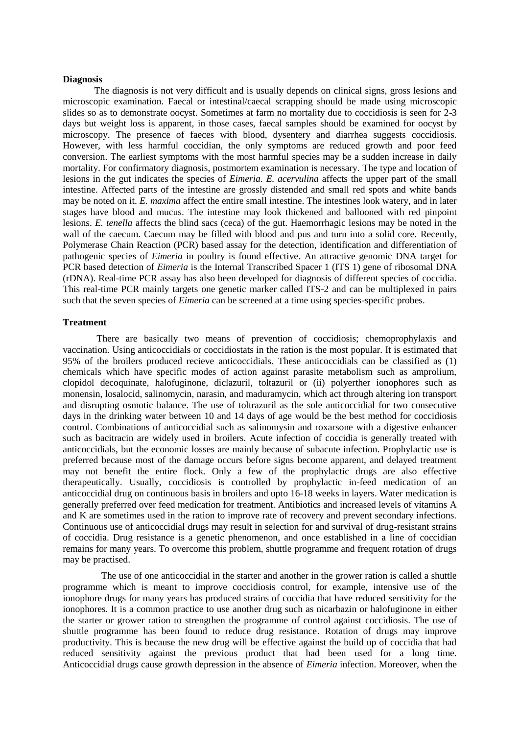**Diagnosis**

The diagnosis is not very difficult and is usually depends on clinical signs, gross lesions and microscopic examination. Faecal or intestinal/caecal scrapping should be made using microscopic slides so as to demonstrate oocyst. Sometimes at farm no mortality due to coccidiosis is seen for 2-3 days but weight loss is apparent, in those cases, faecal samples should be examined for oocyst by microscopy. The presence of faeces with blood, dysentery and diarrhea suggests coccidiosis. However, with less harmful coccidian, the only symptoms are reduced growth and poor feed conversion. The earliest symptoms with the most harmful species may be a sudden increase in daily mortality. For confirmatory diagnosis, postmortem examination is necessary. The type and location of lesions in the gut indicates the species of *Eimeria*. *E. acervulina* affects the upper part of the small intestine. Affected parts of the intestine are grossly distended and small red spots and white bands may be noted on it. *E. maxima* affect the entire small intestine. The intestines look watery, and in later stages have blood and mucus. The intestine may look thickened and ballooned with red pinpoint lesions. *E. tenella* affects the blind sacs (ceca) of the gut. Haemorrhagic lesions may be noted in the wall of the caecum. Caecum may be filled with blood and pus and turn into a solid core. Recently, Polymerase Chain Reaction (PCR) based assay for the detection, identification and differentiation of pathogenic species of *Eimeria* in poultry is found effective. An attractive genomic DNA target for PCR based detection of *Eimeria* is the Internal Transcribed Spacer 1 (ITS 1) gene of ribosomal DNA (rDNA). Real-time PCR assay has also been developed for diagnosis of different species of coccidia. This real-time PCR mainly targets one genetic marker called ITS-2 and can be multiplexed in pairs such that the seven species of *Eimeria* can be screened at a time using species-specific probes.

**Treatment**

There are basically two means of prevention of coccidiosis; chemoprophylaxis and vaccination. Using anticoccidials or coccidiostats in the ration is the most popular. It is estimated that 95% of the broilers produced recieve anticoccidials. These anticoccidials can be classified as (1) chemicals which have specific modes of action against parasite metabolism such as amprolium, clopidol decoquinate, halofuginone, diclazuril, toltazuril or (ii) polyerther ionophores such as monensin, losalocid, salinomycin, narasin, and maduramycin, which act through altering ion transport and disrupting osmotic balance. The use of toltrazuril as the sole anticoccidial for two consecutive days in the drinking water between 10 and 14 days of age would be the best method for coccidiosis control. Combinations of anticoccidial such as salinomysin and roxarsone with a digestive enhancer such as bacitracin are widely used in broilers. Acute infection of coccidia is generally treated with anticoccidials, but the economic losses are mainly because of subacute infection. Prophylactic use is preferred because most of the damage occurs before signs become apparent, and delayed treatment may not benefit the entire flock. Only a few of the prophylactic drugs are also effective therapeutically. Usually, coccidiosis is controlled by prophylactic in-feed medication of an anticoccidial drug on continuous basis in broilers and upto 16-18 weeks in layers. Water medication is generally preferred over feed medication for treatment. Antibiotics and increased levels of vitamins A and K are sometimes used in the ration to improve rate of recovery and prevent secondary infections. Continuous use of anticoccidial drugs may result in selection for and survival of drug-resistant strains of coccidia. Drug resistance is a genetic phenomenon, and once established in a line of coccidian remains for many years. To overcome this problem, shuttle programme and frequent rotation of drugs may be practised.

The use of one anticoccidial in the starter and another in the grower ration is called a shuttle programme which is meant to improve coccidiosis control, for example, intensive use of the ionophore drugs for many years has produced strains of coccidia that have reduced sensitivity for the ionophores. It is a common practice to use another drug such as nicarbazin or halofuginone in either the starter or grower ration to strengthen the programme of control against coccidiosis. The use of shuttle programme has been found to reduce drug resistance. Rotation of drugs may improve productivity. This is because the new drug will be effective against the build up of coccidia that had reduced sensitivity against the previous product that had been used for a long time. Anticoccidial drugs cause growth depression in the absence of *Eimeria* infection. Moreover, when the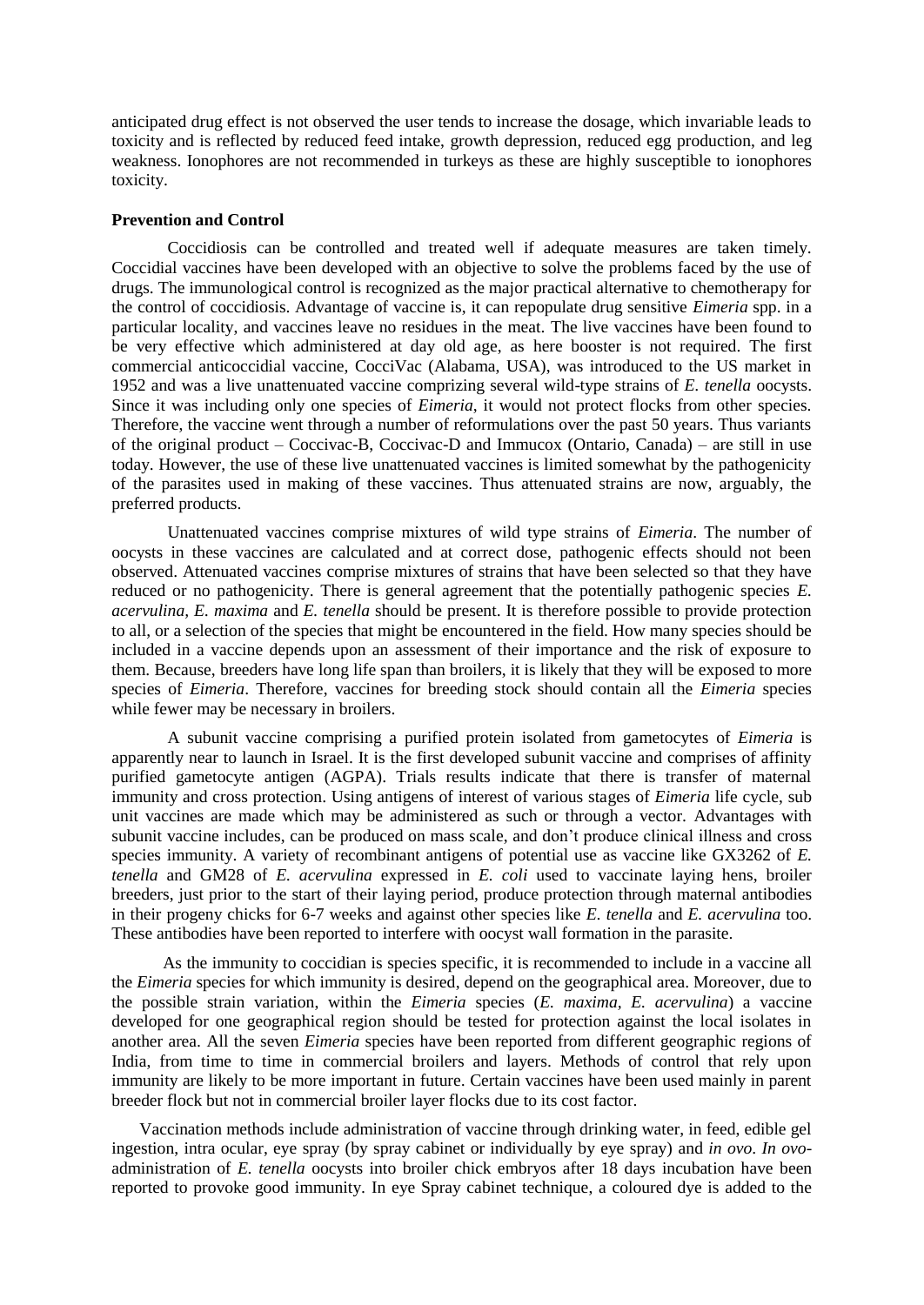anticipated drug effect is not observed the user tends to increase the dosage, which invariable leads to toxicity and is reflected by reduced feed intake, growth depression, reduced egg production, and leg weakness. Ionophores are not recommended in turkeys as these are highly susceptible to ionophores toxicity.

**Prevention and Control**

Coccidiosis can be controlled and treated well if adequate measures are taken timely. Coccidial vaccines have been developed with an objective to solve the problems faced by the use of drugs. The immunological control is recognized as the major practical alternative to chemotherapy for the control of coccidiosis. Advantage of vaccine is, it can repopulate drug sensitive *Eimeria* spp. in a particular locality, and vaccines leave no residues in the meat. The live vaccines have been found to be very effective which administered at day old age, as here booster is not required. The first commercial anticoccidial vaccine, CocciVac (Alabama, USA), was introduced to the US market in 1952 and was a live unattenuated vaccine comprizing several wild-type strains of *E. tenella* oocysts. Since it was including only one species of *Eimeria*, it would not protect flocks from other species. Therefore, the vaccine went through a number of reformulations over the past 50 years. Thus variants of the original product – Coccivac-B, Coccivac-D and Immucox (Ontario, Canada) – are still in use today. However, the use of these live unattenuated vaccines is limited somewhat by the pathogenicity of the parasites used in making of these vaccines. Thus attenuated strains are now, arguably, the preferred products.

Unattenuated vaccines comprise mixtures of wild type strains of *Eimeria*. The number of oocysts in these vaccines are calculated and at correct dose, pathogenic effects should not been observed. Attenuated vaccines comprise mixtures of strains that have been selected so that they have reduced or no pathogenicity. There is general agreement that the potentially pathogenic species *E. acervulina, E. maxima* and *E. tenella* should be present. It is therefore possible to provide protection to all, or a selection of the species that might be encountered in the field. How many species should be included in a vaccine depends upon an assessment of their importance and the risk of exposure to them. Because, breeders have long life span than broilers, it is likely that they will be exposed to more species of *Eimeria*. Therefore, vaccines for breeding stock should contain all the *Eimeria* species while fewer may be necessary in broilers.

A subunit vaccine comprising a purified protein isolated from gametocytes of *Eimeria* is apparently near to launch in Israel. It is the first developed subunit vaccine and comprises of affinity purified gametocyte antigen (AGPA). Trials results indicate that there is transfer of maternal immunity and cross protection. Using antigens of interest of various stages of *Eimeria* life cycle, sub unit vaccines are made which may be administered as such or through a vector. Advantages with subunit vaccine includes, can be produced on mass scale, and don't produce clinical illness and cross species immunity. A variety of recombinant antigens of potential use as vaccine like GX3262 of *E. tenella* and GM28 of *E. acervulina* expressed in *E. coli* used to vaccinate laying hens, broiler breeders, just prior to the start of their laying period, produce protection through maternal antibodies in their progeny chicks for 6-7 weeks and against other species like *E. tenella* and *E. acervulina* too. These antibodies have been reported to interfere with oocyst wall formation in the parasite.

As the immunity to coccidian is species specific, it is recommended to include in a vaccine all the *Eimeria* species for which immunity is desired, depend on the geographical area. Moreover, due to the possible strain variation, within the *Eimeria* species (*E. maxima, E. acervulina*) a vaccine developed for one geographical region should be tested for protection against the local isolates in another area. All the seven *Eimeria* species have been reported from different geographic regions of India, from time to time in commercial broilers and layers. Methods of control that rely upon immunity are likely to be more important in future. Certain vaccines have been used mainly in parent breeder flock but not in commercial broiler layer flocks due to its cost factor.

Vaccination methods include administration of vaccine through drinking water, in feed, edible gel ingestion, intra ocular, eye spray (by spray cabinet or individually by eye spray) and *in ovo*. *In ovo*-administration of *E. tenella* oocysts into broiler chick embryos after 18 days incubation have been reported to provoke good immunity. In eye Spray cabinet technique, a coloured dye is added to the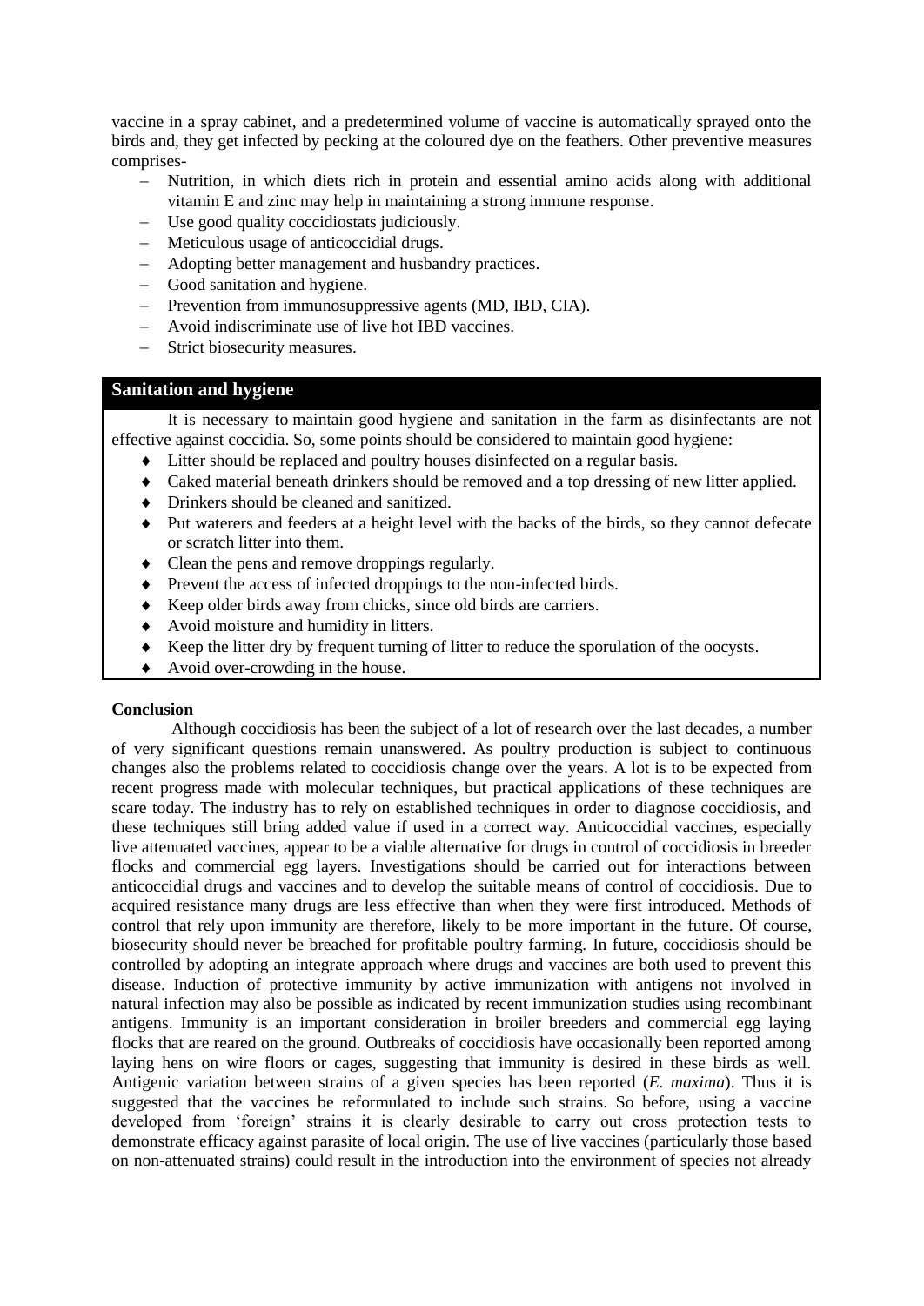vaccine in a spray cabinet, and a predetermined volume of vaccine is automatically sprayed onto the birds and, they get infected by pecking at the coloured dye on the feathers. Other preventive measures comprises-

- Nutrition, in which diets rich in protein and essential amino acids along with additional vitamin E and zinc may help in maintaining a strong immune response.
- Use good quality coccidiostats judiciously.
- Meticulous usage of anticoccidial drugs.
- Adopting better management and husbandry practices.
- Good sanitation and hygiene.
- Prevention from immunosuppressive agents (MD, IBD, CIA).
- Avoid indiscriminate use of live hot IBD vaccines.
- Strict biosecurity measures.

## Sanitation and hygiene

It is necessary to maintain good hygiene and sanitation in the farm as disinfectants are not effective against coccidia. So, some points should be considered to maintain good hygiene:

- Litter should be replaced and poultry houses disinfected on a regular basis.
- Caked material beneath drinkers should be removed and a top dressing of new litter applied.
- Drinkers should be cleaned and sanitized.
- Put waterers and feeders at a height level with the backs of the birds, so they cannot defecate or scratch litter into them.
- Clean the pens and remove droppings regularly.
- Prevent the access of infected droppings to the non-infected birds.
- Keep older birds away from chicks, since old birds are carriers.
- Avoid moisture and humidity in litters.
- Keep the litter dry by frequent turning of litter to reduce the sporulation of the oocysts.
- Avoid over-crowding in the house.

**Conclusion**

Although coccidiosis has been the subject of a lot of research over the last decades, a number of very significant questions remain unanswered. As poultry production is subject to continuous changes also the problems related to coccidiosis change over the years. A lot is to be expected from recent progress made with molecular techniques, but practical applications of these techniques are scare today. The industry has to rely on established techniques in order to diagnose coccidiosis, and these techniques still bring added value if used in a correct way. Anticoccidial vaccines, especially live attenuated vaccines, appear to be a viable alternative for drugs in control of coccidiosis in breeder flocks and commercial egg layers. Investigations should be carried out for interactions between anticoccidial drugs and vaccines and to develop the suitable means of control of coccidiosis. Due to acquired resistance many drugs are less effective than when they were first introduced. Methods of control that rely upon immunity are therefore, likely to be more important in the future. Of course, biosecurity should never be breached for profitable poultry farming. In future, coccidiosis should be controlled by adopting an integrate approach where drugs and vaccines are both used to prevent this disease. Induction of protective immunity by active immunization with antigens not involved in natural infection may also be possible as indicated by recent immunization studies using recombinant antigens. Immunity is an important consideration in broiler breeders and commercial egg laying flocks that are reared on the ground. Outbreaks of coccidiosis have occasionally been reported among laying hens on wire floors or cages, suggesting that immunity is desired in these birds as well. Antigenic variation between strains of a given species has been reported (*E. maxima*). Thus it is suggested that the vaccines be reformulated to include such strains. So before, using a vaccine developed from 'foreign' strains it is clearly desirable to carry out cross protection tests to demonstrate efficacy against parasite of local origin. The use of live vaccines (particularly those based on non-attenuated strains) could result in the introduction into the environment of species not already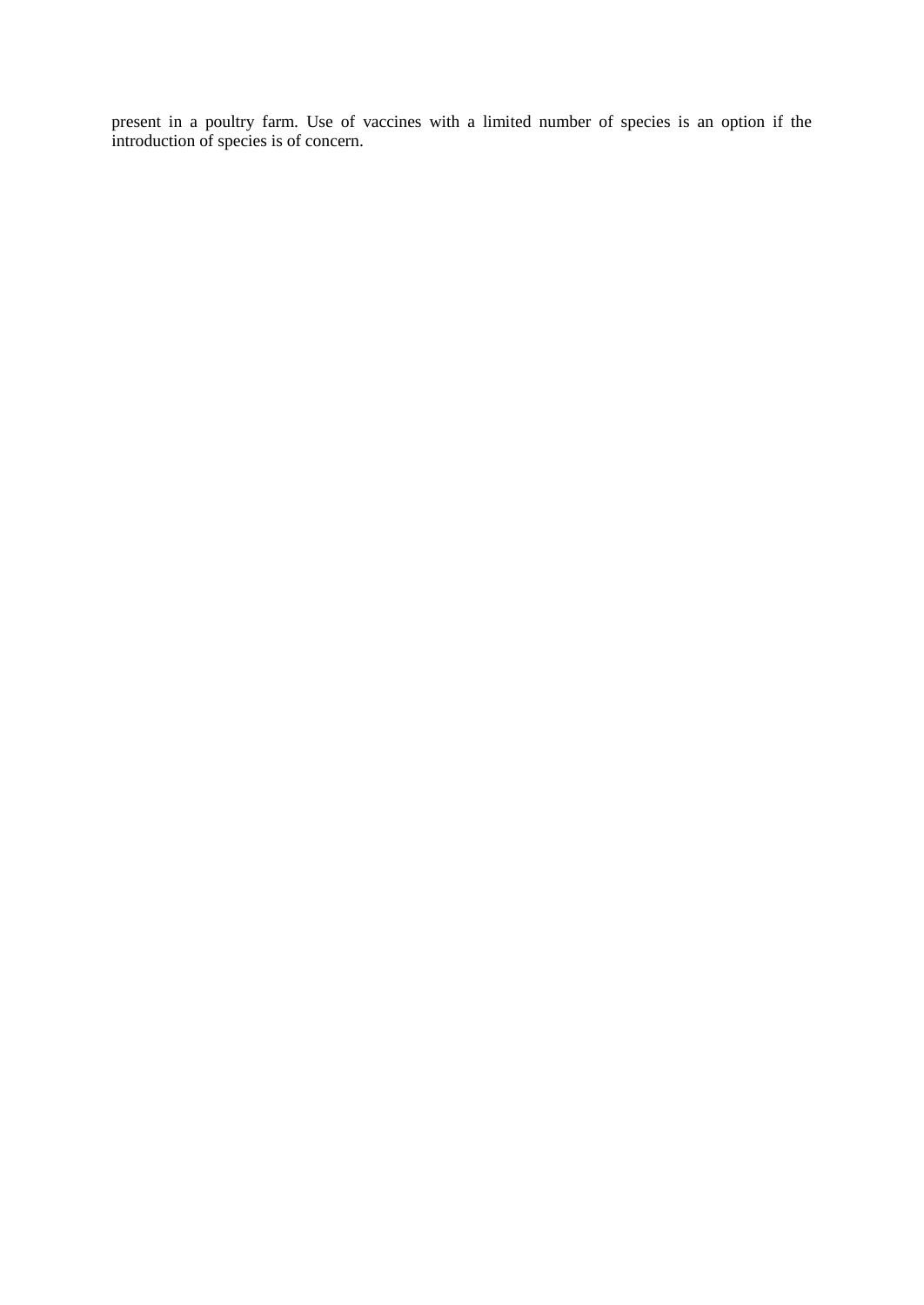present in a poultry farm. Use of vaccines with a limited number of species is an option if the introduction of species is of concern.